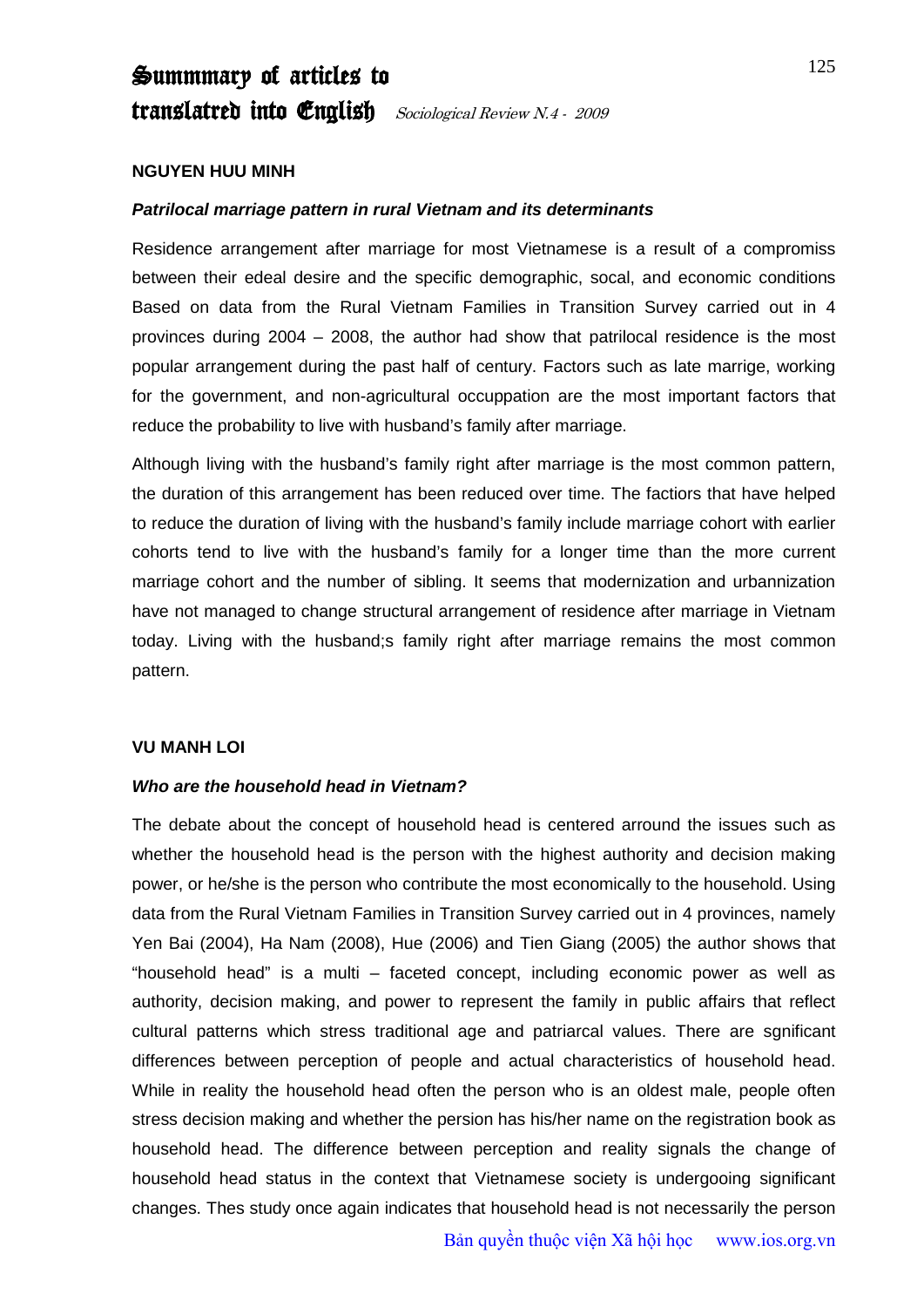# Summmary of articles to translatred into English

*Sociological Review N.4 - 2009*

**NGUYEN HUU MINH**

***Patrilocal marriage pattern in rural Vietnam and its determinants***

Residence arrangement after marriage for most Vietnamese is a result of a compromiss between their edeal desire and the specific demographic, socal, and economic conditions Based on data from the Rural Vietnam Families in Transition Survey carried out in 4 provinces during 2004 – 2008, the author had show that patrilocal residence is the most popular arrangement during the past half of century. Factors such as late marrige, working for the government, and non-agricultural occuppation are the most important factors that reduce the probability to live with husband's family after marriage.

Although living with the husband's family right after marriage is the most common pattern, the duration of this arrangement has been reduced over time. The factiors that have helped to reduce the duration of living with the husband's family include marriage cohort with earlier cohorts tend to live with the husband's family for a longer time than the more current marriage cohort and the number of sibling. It seems that modernization and urbannization have not managed to change structural arrangement of residence after marriage in Vietnam today. Living with the husband;s family right after marriage remains the most common pattern.

**VU MANH LOI**

***Who are the household head in Vietnam?***

The debate about the concept of household head is centered arround the issues such as whether the household head is the person with the highest authority and decision making power, or he/she is the person who contribute the most economically to the household. Using data from the Rural Vietnam Families in Transition Survey carried out in 4 provinces, namely Yen Bai (2004), Ha Nam (2008), Hue (2006) and Tien Giang (2005) the author shows that "household head" is a multi – faceted concept, including economic power as well as authority, decision making, and power to represent the family in public affairs that reflect cultural patterns which stress traditional age and patriarcal values. There are sgnificant differences between perception of people and actual characteristics of household head. While in reality the household head often the person who is an oldest male, people often stress decision making and whether the persion has his/her name on the registration book as household head. The difference between perception and reality signals the change of household head status in the context that Vietnamese society is undergooing significant changes. Thes study once again indicates that household head is not necessarily the person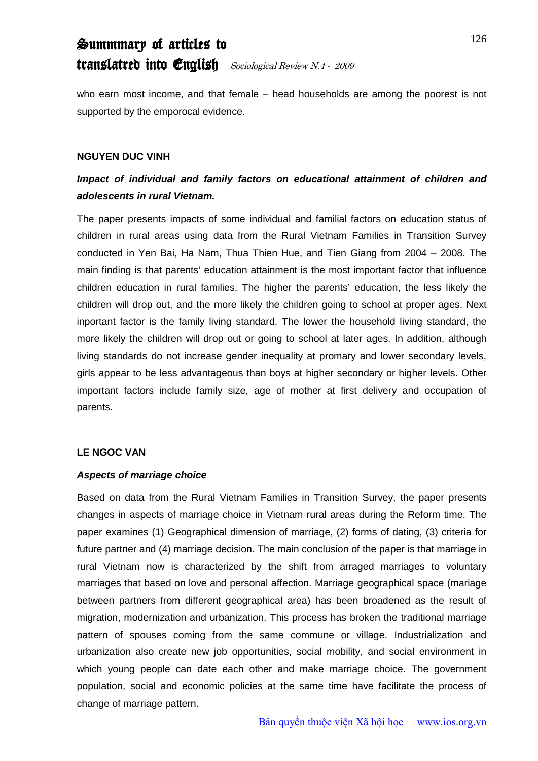who earn most income, and that female – head households are among the poorest is not supported by the emporocal evidence.

**NGUYEN DUC VINH**

***Impact of individual and family factors on educational attainment of children and adolescents in rural Vietnam.***

The paper presents impacts of some individual and familial factors on education status of children in rural areas using data from the Rural Vietnam Families in Transition Survey conducted in Yen Bai, Ha Nam, Thua Thien Hue, and Tien Giang from 2004 – 2008. The main finding is that parents' education attainment is the most important factor that influence children education in rural families. The higher the parents' education, the less likely the children will drop out, and the more likely the children going to school at proper ages. Next inportant factor is the family living standard. The lower the household living standard, the more likely the children will drop out or going to school at later ages. In addition, although living standards do not increase gender inequality at promary and lower secondary levels, girls appear to be less advantageous than boys at higher secondary or higher levels. Other important factors include family size, age of mother at first delivery and occupation of parents.

**LE NGOC VAN**

***Aspects of marriage choice***

Based on data from the Rural Vietnam Families in Transition Survey, the paper presents changes in aspects of marriage choice in Vietnam rural areas during the Reform time. The paper examines (1) Geographical dimension of marriage, (2) forms of dating, (3) criteria for future partner and (4) marriage decision. The main conclusion of the paper is that marriage in rural Vietnam now is characterized by the shift from arraged marriages to voluntary marriages that based on love and personal affection. Marriage geographical space (mariage between partners from different geographical area) has been broadened as the result of migration, modernization and urbanization. This process has broken the traditional marriage pattern of spouses coming from the same commune or village. Industrialization and urbanization also create new job opportunities, social mobility, and social environment in which young people can date each other and make marriage choice. The government population, social and economic policies at the same time have facilitate the process of change of marriage pattern.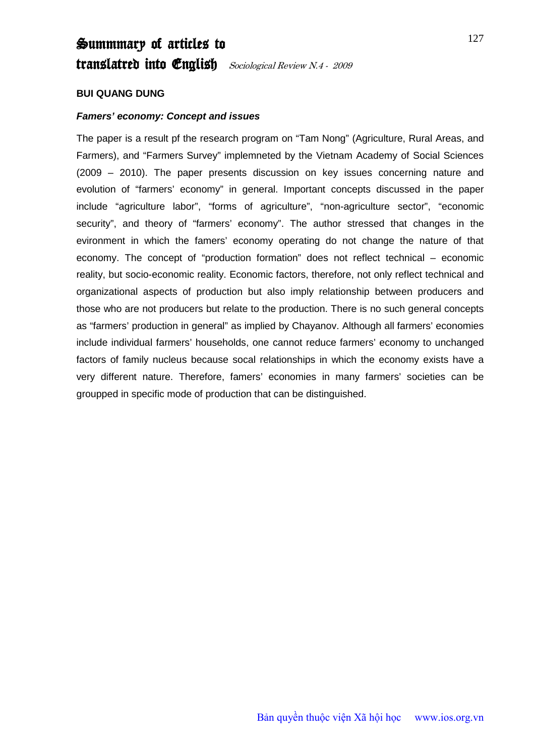# Summmary of articles to translatred into English

*Sociological Review N.4 - 2009*

**BUI QUANG DUNG**

***Famers' economy: Concept and issues***

The paper is a result pf the research program on "Tam Nong" (Agriculture, Rural Areas, and Farmers), and "Farmers Survey" implemneted by the Vietnam Academy of Social Sciences (2009 – 2010). The paper presents discussion on key issues concerning nature and evolution of "farmers' economy" in general. Important concepts discussed in the paper include "agriculture labor", "forms of agriculture", "non-agriculture sector", "economic security", and theory of "farmers' economy". The author stressed that changes in the evironment in which the famers' economy operating do not change the nature of that economy. The concept of "production formation" does not reflect technical – economic reality, but socio-economic reality. Economic factors, therefore, not only reflect technical and organizational aspects of production but also imply relationship between producers and those who are not producers but relate to the production. There is no such general concepts as "farmers' production in general" as implied by Chayanov. Although all farmers' economies include individual farmers' households, one cannot reduce farmers' economy to unchanged factors of family nucleus because socal relationships in which the economy exists have a very different nature. Therefore, famers' economies in many farmers' societies can be groupped in specific mode of production that can be distinguished.